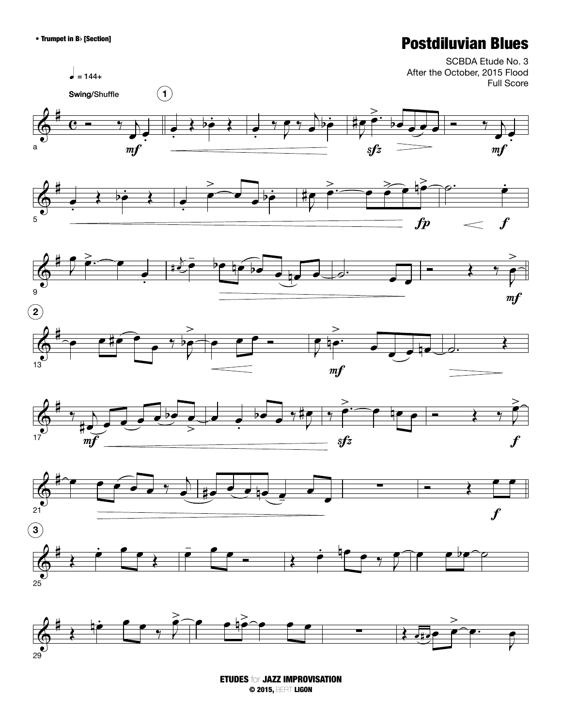• Trumpet in B♭ [Section]

# Postdiluvian Blues

SCBDA Etude No. 3
After the October, 2015 Flood
Full Score

♩ = 144+

**Swing**/Shuffle

ETUDES for JAZZ IMPROVISATION
© 2015, BERT LIGON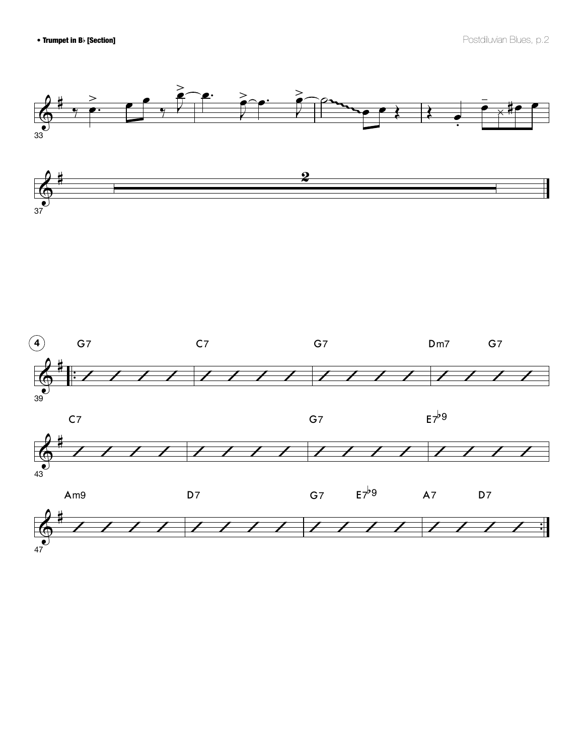33

37

2

4

39

G7 C7 G7 Dm7 G7

43

C7 G7 $E7^{\flat 9}$

47

Am9 D7 G7 $E7^{\flat 9}$ A7 D7